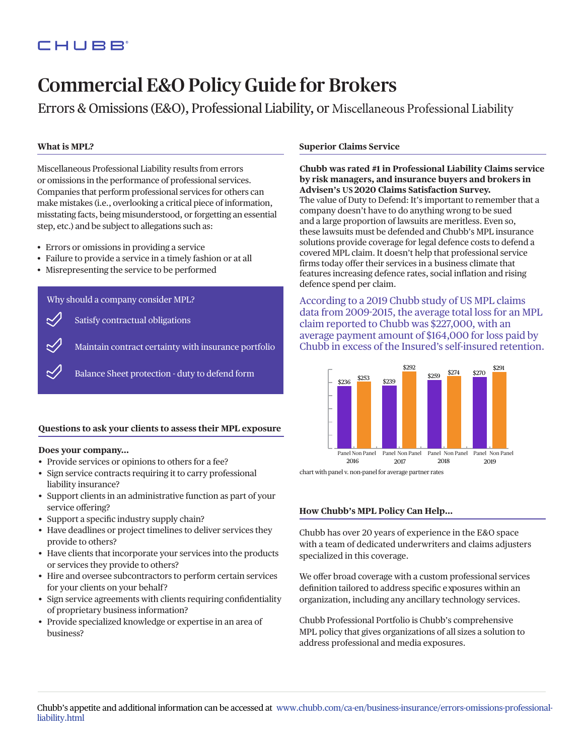CHUBB

# Commercial E&O Policy Guide for Brokers

Errors & Omissions (E&O), Professional Liability, or Miscellaneous Professional Liability

### What is MPL?

Miscellaneous Professional Liability results from errors or omissions in the performance of professional services. Companies that perform professional services for others can make mistakes (i.e., overlooking a critical piece of information, misstating facts, being misunderstood, or forgetting an essential step, etc.) and be subject to allegations such as:

- Errors or omissions in providing a service
- Failure to provide a service in a timely fashion or at all
- Misrepresenting the service to be performed

**Why should a company consider MPL?**

- Satisfy contractual obligations
- Maintain contract certainty with insurance portfolio
- Balance Sheet protection - duty to defend form

### Questions to ask your clients to assess their MPL exposure

**Does your company...**

- Provide services or opinions to others for a fee?
- Sign service contracts requiring it to carry professional liability insurance?
- Support clients in an administrative function as part of your service offering?
- Support a specific industry supply chain?
- Have deadlines or project timelines to deliver services they provide to others?
- Have clients that incorporate your services into the products or services they provide to others?
- Hire and oversee subcontractors to perform certain services for your clients on your behalf?
- Sign service agreements with clients requiring confidentiality of proprietary business information?
- Provide specialized knowledge or expertise in an area of business?

### Superior Claims Service

**Chubb was rated #1 in Professional Liability Claims service by risk managers, and insurance buyers and brokers in Advisen's US 2020 Claims Satisfaction Survey.**

The value of Duty to Defend: It's important to remember that a company doesn't have to do anything wrong to be sued and a large proportion of lawsuits are meritless. Even so, these lawsuits must be defended and Chubb's MPL insurance solutions provide coverage for legal defence costs to defend a covered MPL claim. It doesn't help that professional service firms today offer their services in a business climate that features increasing defence rates, social inflation and rising defence spend per claim.

According to a 2019 Chubb study of US MPL claims data from 2009-2015, the average total loss for an MPL claim reported to Chubb was $227,000, with an average payment amount of $164,000 for loss paid by Chubb in excess of the Insured's self-insured retention.

| Year | Panel | Non Panel |
|---|---|---|
| 2016 | $236 | $253 |
| 2017 | $239 | $292 |
| 2018 | $259 | $274 |
| 2019 | $270 | $291 |

chart with panel v. non-panel for average partner rates

### How Chubb's MPL Policy Can Help...

Chubb has over 20 years of experience in the E&O space with a team of dedicated underwriters and claims adjusters specialized in this coverage.

We offer broad coverage with a custom professional services definition tailored to address specific exposures within an organization, including any ancillary technology services.

Chubb Professional Portfolio is Chubb's comprehensive MPL policy that gives organizations of all sizes a solution to address professional and media exposures.

Chubb's appetite and additional information can be accessed at www.chubb.com/ca-en/business-insurance/errors-omissions-professional-liability.html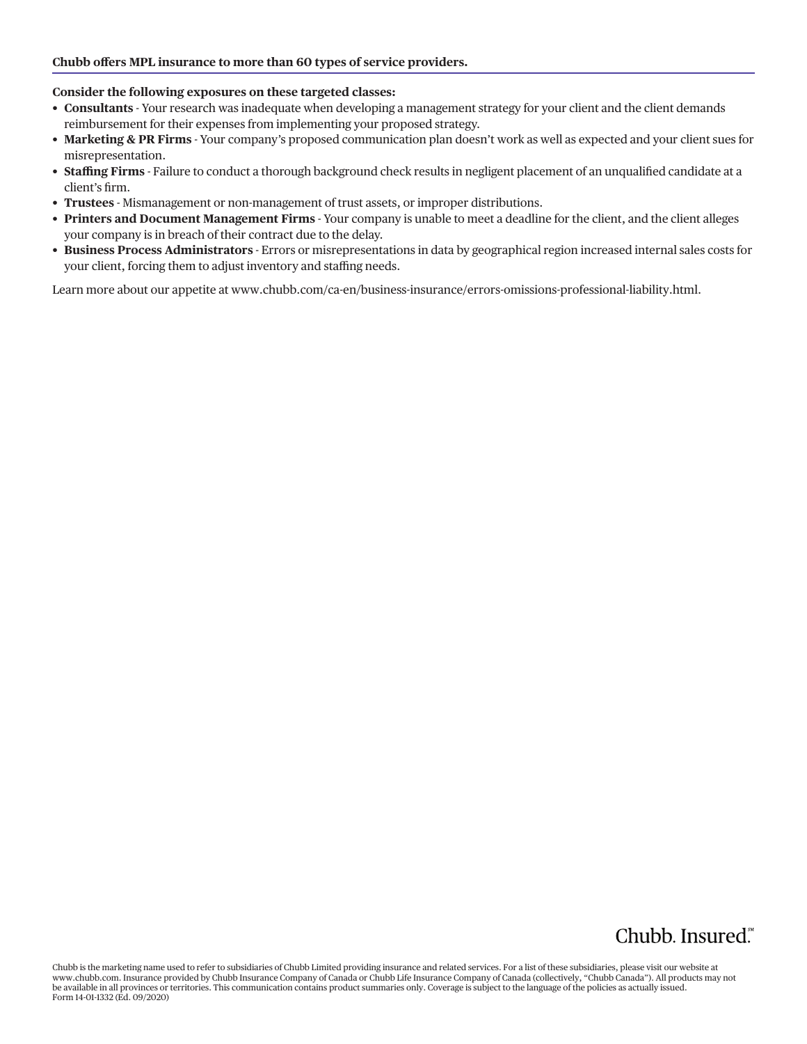**Chubb offers MPL insurance to more than 60 types of service providers.**

**Consider the following exposures on these targeted classes:**

- **Consultants** - Your research was inadequate when developing a management strategy for your client and the client demands reimbursement for their expenses from implementing your proposed strategy.
- **Marketing & PR Firms** - Your company's proposed communication plan doesn't work as well as expected and your client sues for misrepresentation.
- **Staffing Firms** - Failure to conduct a thorough background check results in negligent placement of an unqualified candidate at a client's firm.
- **Trustees** - Mismanagement or non-management of trust assets, or improper distributions.
- **Printers and Document Management Firms** - Your company is unable to meet a deadline for the client, and the client alleges your company is in breach of their contract due to the delay.
- **Business Process Administrators** - Errors or misrepresentations in data by geographical region increased internal sales costs for your client, forcing them to adjust inventory and staffing needs.

Learn more about our appetite at www.chubb.com/ca-en/business-insurance/errors-omissions-professional-liability.html.

Chubb. Insured.℠

Chubb is the marketing name used to refer to subsidiaries of Chubb Limited providing insurance and related services. For a list of these subsidiaries, please visit our website at www.chubb.com. Insurance provided by Chubb Insurance Company of Canada or Chubb Life Insurance Company of Canada (collectively, "Chubb Canada"). All products may not be available in all provinces or territories. This communication contains product summaries only. Coverage is subject to the language of the policies as actually issued.
Form 14-01-1332 (Ed. 09/2020)